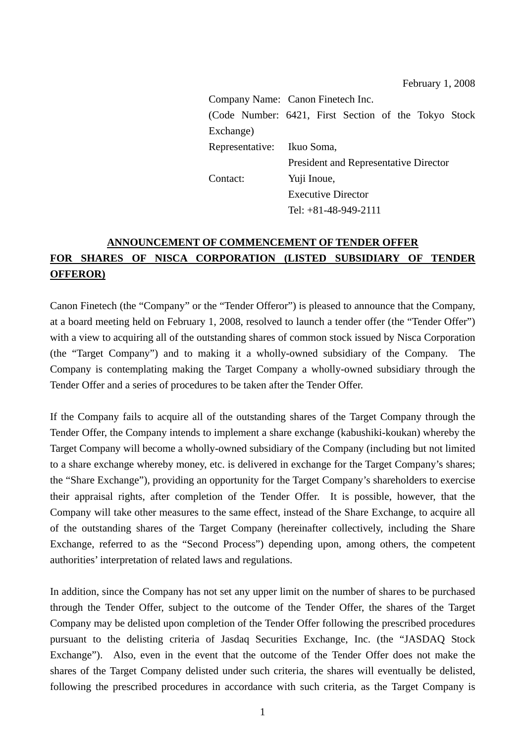February 1, 2008

Company Name: Canon Finetech Inc.
(Code Number: 6421, First Section of the Tokyo Stock Exchange)
Representative: Ikuo Soma, President and Representative Director
Contact: Yuji Inoue, Executive Director
Tel: +81-48-949-2111

## ANNOUNCEMENT OF COMMENCEMENT OF TENDER OFFER FOR SHARES OF NISCA CORPORATION (LISTED SUBSIDIARY OF TENDER OFFEROR)

Canon Finetech (the "Company" or the "Tender Offeror") is pleased to announce that the Company, at a board meeting held on February 1, 2008, resolved to launch a tender offer (the "Tender Offer") with a view to acquiring all of the outstanding shares of common stock issued by Nisca Corporation (the "Target Company") and to making it a wholly-owned subsidiary of the Company. The Company is contemplating making the Target Company a wholly-owned subsidiary through the Tender Offer and a series of procedures to be taken after the Tender Offer.

If the Company fails to acquire all of the outstanding shares of the Target Company through the Tender Offer, the Company intends to implement a share exchange (kabushiki-koukan) whereby the Target Company will become a wholly-owned subsidiary of the Company (including but not limited to a share exchange whereby money, etc. is delivered in exchange for the Target Company's shares; the "Share Exchange"), providing an opportunity for the Target Company's shareholders to exercise their appraisal rights, after completion of the Tender Offer. It is possible, however, that the Company will take other measures to the same effect, instead of the Share Exchange, to acquire all of the outstanding shares of the Target Company (hereinafter collectively, including the Share Exchange, referred to as the "Second Process") depending upon, among others, the competent authorities' interpretation of related laws and regulations.

In addition, since the Company has not set any upper limit on the number of shares to be purchased through the Tender Offer, subject to the outcome of the Tender Offer, the shares of the Target Company may be delisted upon completion of the Tender Offer following the prescribed procedures pursuant to the delisting criteria of Jasdaq Securities Exchange, Inc. (the "JASDAQ Stock Exchange"). Also, even in the event that the outcome of the Tender Offer does not make the shares of the Target Company delisted under such criteria, the shares will eventually be delisted, following the prescribed procedures in accordance with such criteria, as the Target Company is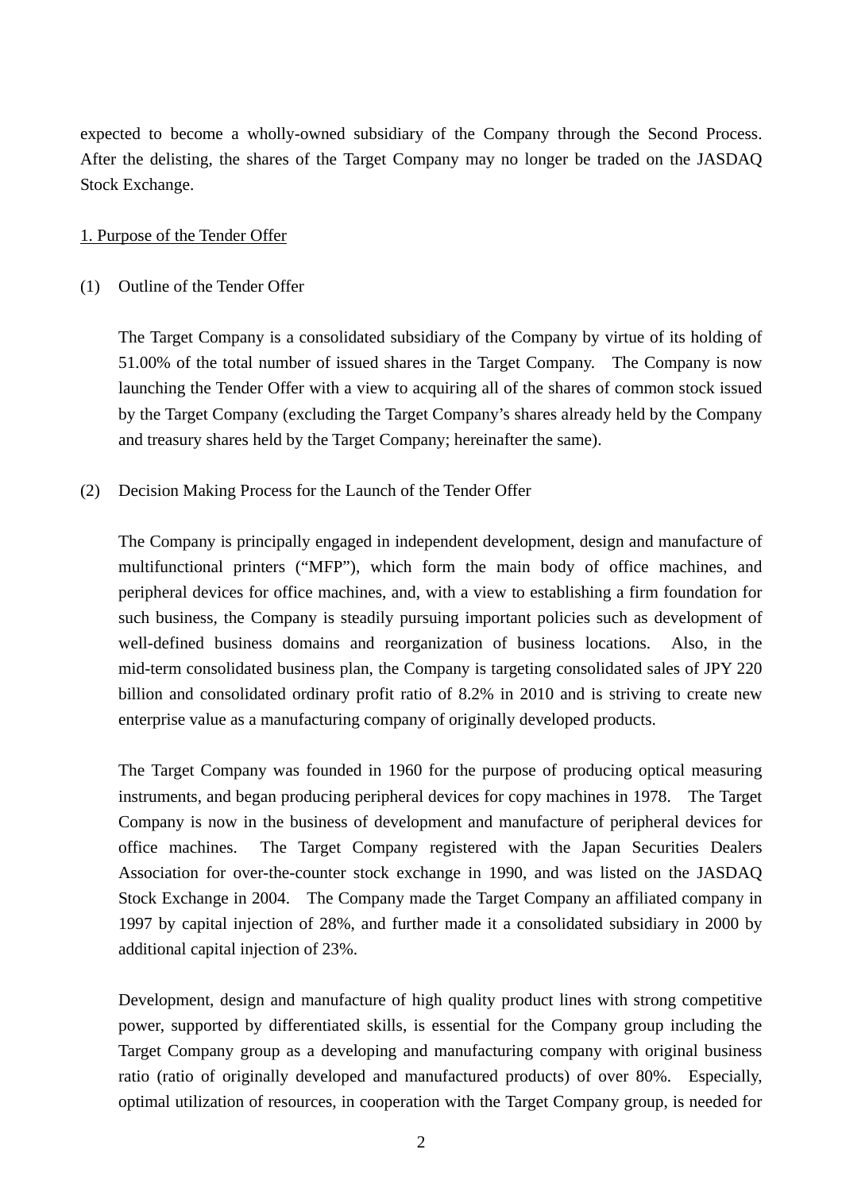expected to become a wholly-owned subsidiary of the Company through the Second Process. After the delisting, the shares of the Target Company may no longer be traded on the JASDAQ Stock Exchange.

<u>1. Purpose of the Tender Offer</u>

(1) Outline of the Tender Offer

The Target Company is a consolidated subsidiary of the Company by virtue of its holding of 51.00% of the total number of issued shares in the Target Company. The Company is now launching the Tender Offer with a view to acquiring all of the shares of common stock issued by the Target Company (excluding the Target Company's shares already held by the Company and treasury shares held by the Target Company; hereinafter the same).

(2) Decision Making Process for the Launch of the Tender Offer

The Company is principally engaged in independent development, design and manufacture of multifunctional printers ("MFP"), which form the main body of office machines, and peripheral devices for office machines, and, with a view to establishing a firm foundation for such business, the Company is steadily pursuing important policies such as development of well-defined business domains and reorganization of business locations. Also, in the mid-term consolidated business plan, the Company is targeting consolidated sales of JPY 220 billion and consolidated ordinary profit ratio of 8.2% in 2010 and is striving to create new enterprise value as a manufacturing company of originally developed products.

The Target Company was founded in 1960 for the purpose of producing optical measuring instruments, and began producing peripheral devices for copy machines in 1978. The Target Company is now in the business of development and manufacture of peripheral devices for office machines. The Target Company registered with the Japan Securities Dealers Association for over-the-counter stock exchange in 1990, and was listed on the JASDAQ Stock Exchange in 2004. The Company made the Target Company an affiliated company in 1997 by capital injection of 28%, and further made it a consolidated subsidiary in 2000 by additional capital injection of 23%.

Development, design and manufacture of high quality product lines with strong competitive power, supported by differentiated skills, is essential for the Company group including the Target Company group as a developing and manufacturing company with original business ratio (ratio of originally developed and manufactured products) of over 80%. Especially, optimal utilization of resources, in cooperation with the Target Company group, is needed for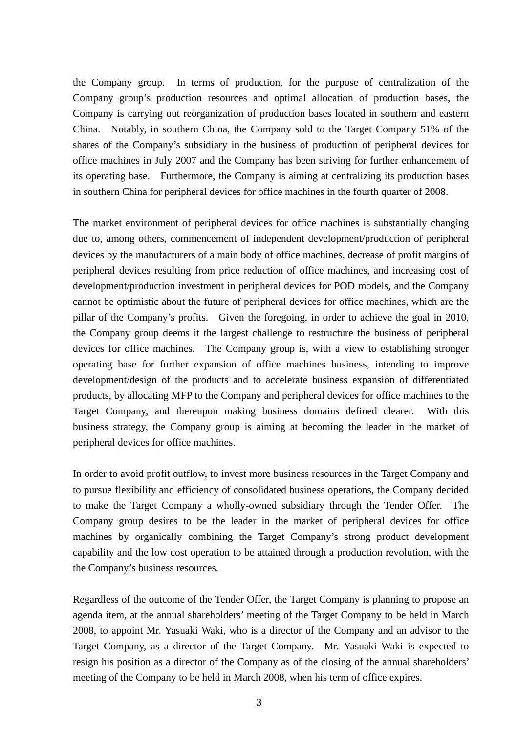the Company group. In terms of production, for the purpose of centralization of the Company group's production resources and optimal allocation of production bases, the Company is carrying out reorganization of production bases located in southern and eastern China. Notably, in southern China, the Company sold to the Target Company 51% of the shares of the Company's subsidiary in the business of production of peripheral devices for office machines in July 2007 and the Company has been striving for further enhancement of its operating base. Furthermore, the Company is aiming at centralizing its production bases in southern China for peripheral devices for office machines in the fourth quarter of 2008.

The market environment of peripheral devices for office machines is substantially changing due to, among others, commencement of independent development/production of peripheral devices by the manufacturers of a main body of office machines, decrease of profit margins of peripheral devices resulting from price reduction of office machines, and increasing cost of development/production investment in peripheral devices for POD models, and the Company cannot be optimistic about the future of peripheral devices for office machines, which are the pillar of the Company's profits. Given the foregoing, in order to achieve the goal in 2010, the Company group deems it the largest challenge to restructure the business of peripheral devices for office machines. The Company group is, with a view to establishing stronger operating base for further expansion of office machines business, intending to improve development/design of the products and to accelerate business expansion of differentiated products, by allocating MFP to the Company and peripheral devices for office machines to the Target Company, and thereupon making business domains defined clearer. With this business strategy, the Company group is aiming at becoming the leader in the market of peripheral devices for office machines.

In order to avoid profit outflow, to invest more business resources in the Target Company and to pursue flexibility and efficiency of consolidated business operations, the Company decided to make the Target Company a wholly-owned subsidiary through the Tender Offer. The Company group desires to be the leader in the market of peripheral devices for office machines by organically combining the Target Company's strong product development capability and the low cost operation to be attained through a production revolution, with the the Company's business resources.

Regardless of the outcome of the Tender Offer, the Target Company is planning to propose an agenda item, at the annual shareholders' meeting of the Target Company to be held in March 2008, to appoint Mr. Yasuaki Waki, who is a director of the Company and an advisor to the Target Company, as a director of the Target Company. Mr. Yasuaki Waki is expected to resign his position as a director of the Company as of the closing of the annual shareholders' meeting of the Company to be held in March 2008, when his term of office expires.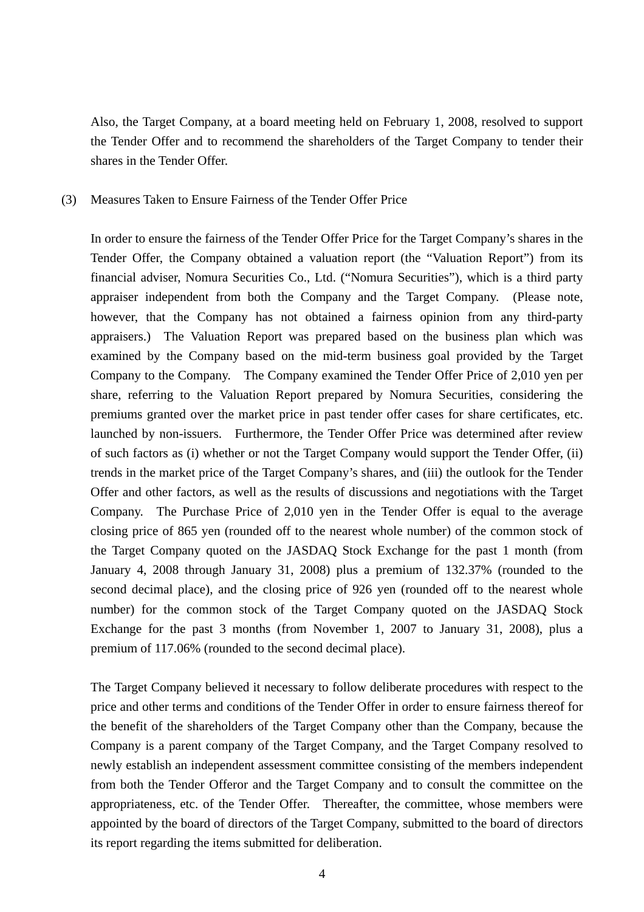Also, the Target Company, at a board meeting held on February 1, 2008, resolved to support the Tender Offer and to recommend the shareholders of the Target Company to tender their shares in the Tender Offer.

(3) Measures Taken to Ensure Fairness of the Tender Offer Price

In order to ensure the fairness of the Tender Offer Price for the Target Company's shares in the Tender Offer, the Company obtained a valuation report (the "Valuation Report") from its financial adviser, Nomura Securities Co., Ltd. ("Nomura Securities"), which is a third party appraiser independent from both the Company and the Target Company. (Please note, however, that the Company has not obtained a fairness opinion from any third-party appraisers.) The Valuation Report was prepared based on the business plan which was examined by the Company based on the mid-term business goal provided by the Target Company to the Company. The Company examined the Tender Offer Price of 2,010 yen per share, referring to the Valuation Report prepared by Nomura Securities, considering the premiums granted over the market price in past tender offer cases for share certificates, etc. launched by non-issuers. Furthermore, the Tender Offer Price was determined after review of such factors as (i) whether or not the Target Company would support the Tender Offer, (ii) trends in the market price of the Target Company's shares, and (iii) the outlook for the Tender Offer and other factors, as well as the results of discussions and negotiations with the Target Company. The Purchase Price of 2,010 yen in the Tender Offer is equal to the average closing price of 865 yen (rounded off to the nearest whole number) of the common stock of the Target Company quoted on the JASDAQ Stock Exchange for the past 1 month (from January 4, 2008 through January 31, 2008) plus a premium of 132.37% (rounded to the second decimal place), and the closing price of 926 yen (rounded off to the nearest whole number) for the common stock of the Target Company quoted on the JASDAQ Stock Exchange for the past 3 months (from November 1, 2007 to January 31, 2008), plus a premium of 117.06% (rounded to the second decimal place).

The Target Company believed it necessary to follow deliberate procedures with respect to the price and other terms and conditions of the Tender Offer in order to ensure fairness thereof for the benefit of the shareholders of the Target Company other than the Company, because the Company is a parent company of the Target Company, and the Target Company resolved to newly establish an independent assessment committee consisting of the members independent from both the Tender Offeror and the Target Company and to consult the committee on the appropriateness, etc. of the Tender Offer. Thereafter, the committee, whose members were appointed by the board of directors of the Target Company, submitted to the board of directors its report regarding the items submitted for deliberation.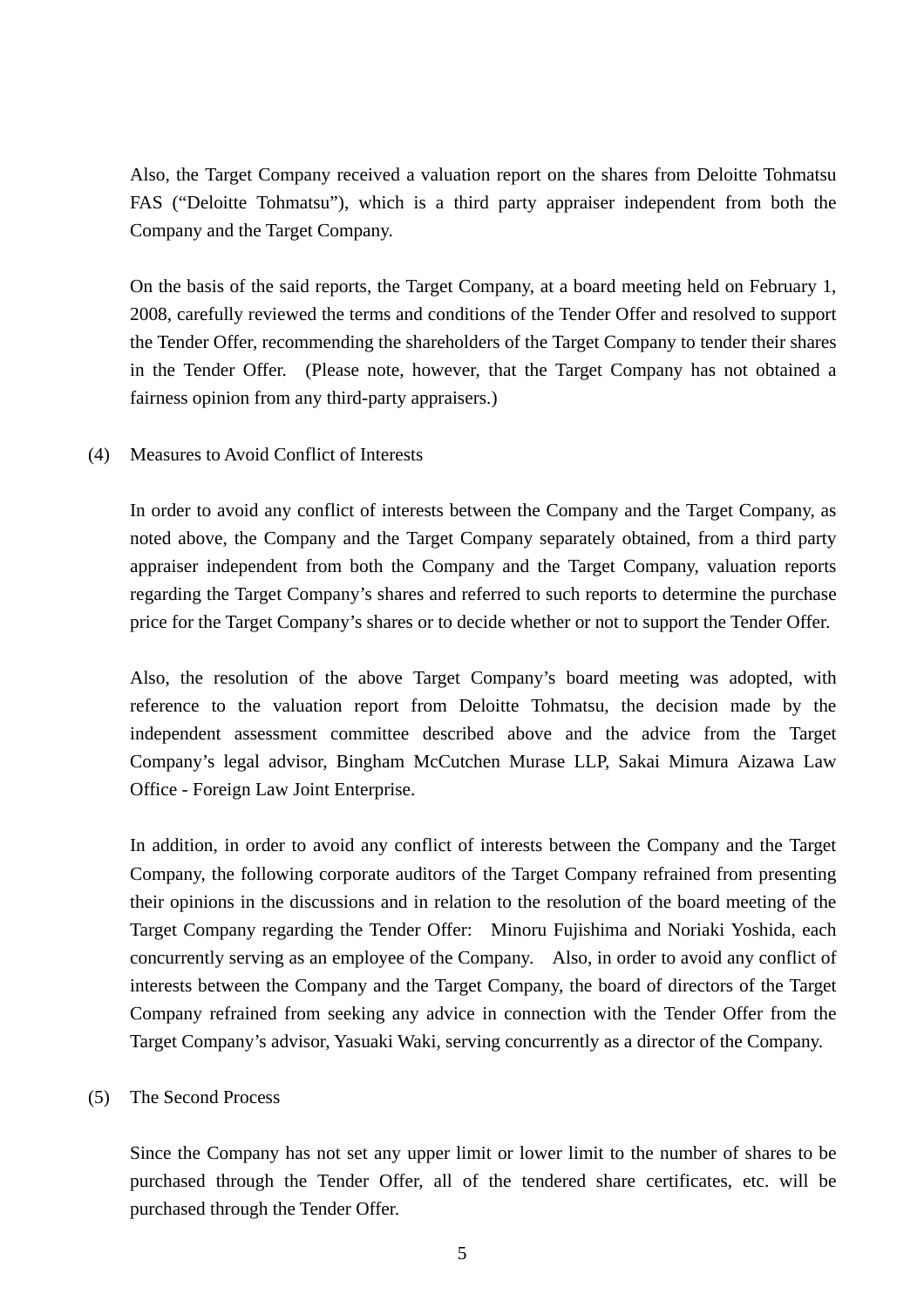Also, the Target Company received a valuation report on the shares from Deloitte Tohmatsu FAS (“Deloitte Tohmatsu”), which is a third party appraiser independent from both the Company and the Target Company.

On the basis of the said reports, the Target Company, at a board meeting held on February 1, 2008, carefully reviewed the terms and conditions of the Tender Offer and resolved to support the Tender Offer, recommending the shareholders of the Target Company to tender their shares in the Tender Offer. (Please note, however, that the Target Company has not obtained a fairness opinion from any third-party appraisers.)

(4) Measures to Avoid Conflict of Interests

In order to avoid any conflict of interests between the Company and the Target Company, as noted above, the Company and the Target Company separately obtained, from a third party appraiser independent from both the Company and the Target Company, valuation reports regarding the Target Company’s shares and referred to such reports to determine the purchase price for the Target Company’s shares or to decide whether or not to support the Tender Offer.

Also, the resolution of the above Target Company’s board meeting was adopted, with reference to the valuation report from Deloitte Tohmatsu, the decision made by the independent assessment committee described above and the advice from the Target Company’s legal advisor, Bingham McCutchen Murase LLP, Sakai Mimura Aizawa Law Office - Foreign Law Joint Enterprise.

In addition, in order to avoid any conflict of interests between the Company and the Target Company, the following corporate auditors of the Target Company refrained from presenting their opinions in the discussions and in relation to the resolution of the board meeting of the Target Company regarding the Tender Offer: Minoru Fujishima and Noriaki Yoshida, each concurrently serving as an employee of the Company. Also, in order to avoid any conflict of interests between the Company and the Target Company, the board of directors of the Target Company refrained from seeking any advice in connection with the Tender Offer from the Target Company’s advisor, Yasuaki Waki, serving concurrently as a director of the Company.

(5) The Second Process

Since the Company has not set any upper limit or lower limit to the number of shares to be purchased through the Tender Offer, all of the tendered share certificates, etc. will be purchased through the Tender Offer.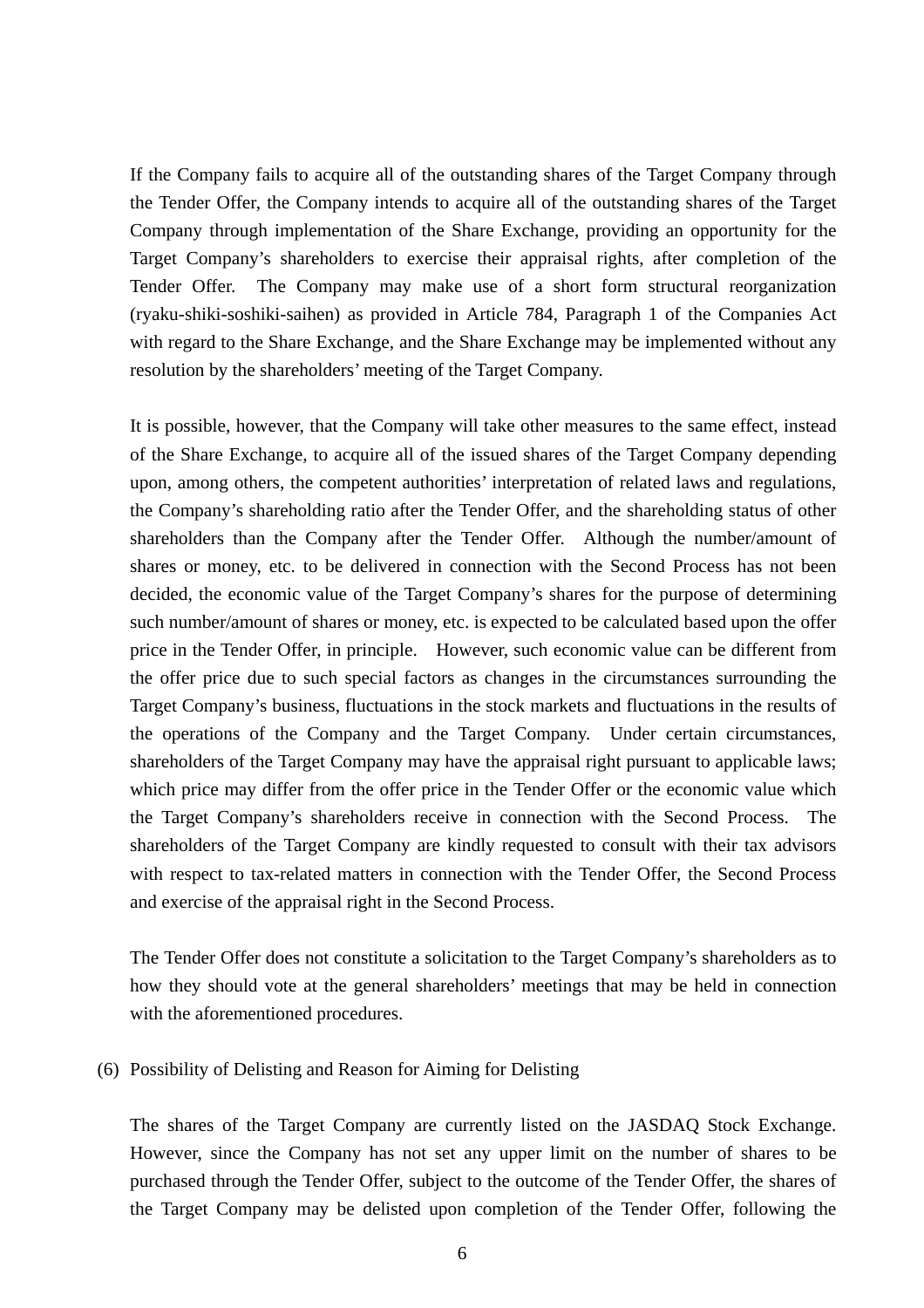If the Company fails to acquire all of the outstanding shares of the Target Company through the Tender Offer, the Company intends to acquire all of the outstanding shares of the Target Company through implementation of the Share Exchange, providing an opportunity for the Target Company's shareholders to exercise their appraisal rights, after completion of the Tender Offer. The Company may make use of a short form structural reorganization (ryaku-shiki-soshiki-saihen) as provided in Article 784, Paragraph 1 of the Companies Act with regard to the Share Exchange, and the Share Exchange may be implemented without any resolution by the shareholders' meeting of the Target Company.

It is possible, however, that the Company will take other measures to the same effect, instead of the Share Exchange, to acquire all of the issued shares of the Target Company depending upon, among others, the competent authorities' interpretation of related laws and regulations, the Company's shareholding ratio after the Tender Offer, and the shareholding status of other shareholders than the Company after the Tender Offer. Although the number/amount of shares or money, etc. to be delivered in connection with the Second Process has not been decided, the economic value of the Target Company's shares for the purpose of determining such number/amount of shares or money, etc. is expected to be calculated based upon the offer price in the Tender Offer, in principle. However, such economic value can be different from the offer price due to such special factors as changes in the circumstances surrounding the Target Company's business, fluctuations in the stock markets and fluctuations in the results of the operations of the Company and the Target Company. Under certain circumstances, shareholders of the Target Company may have the appraisal right pursuant to applicable laws; which price may differ from the offer price in the Tender Offer or the economic value which the Target Company's shareholders receive in connection with the Second Process. The shareholders of the Target Company are kindly requested to consult with their tax advisors with respect to tax-related matters in connection with the Tender Offer, the Second Process and exercise of the appraisal right in the Second Process.

The Tender Offer does not constitute a solicitation to the Target Company's shareholders as to how they should vote at the general shareholders' meetings that may be held in connection with the aforementioned procedures.

(6) Possibility of Delisting and Reason for Aiming for Delisting

The shares of the Target Company are currently listed on the JASDAQ Stock Exchange. However, since the Company has not set any upper limit on the number of shares to be purchased through the Tender Offer, subject to the outcome of the Tender Offer, the shares of the Target Company may be delisted upon completion of the Tender Offer, following the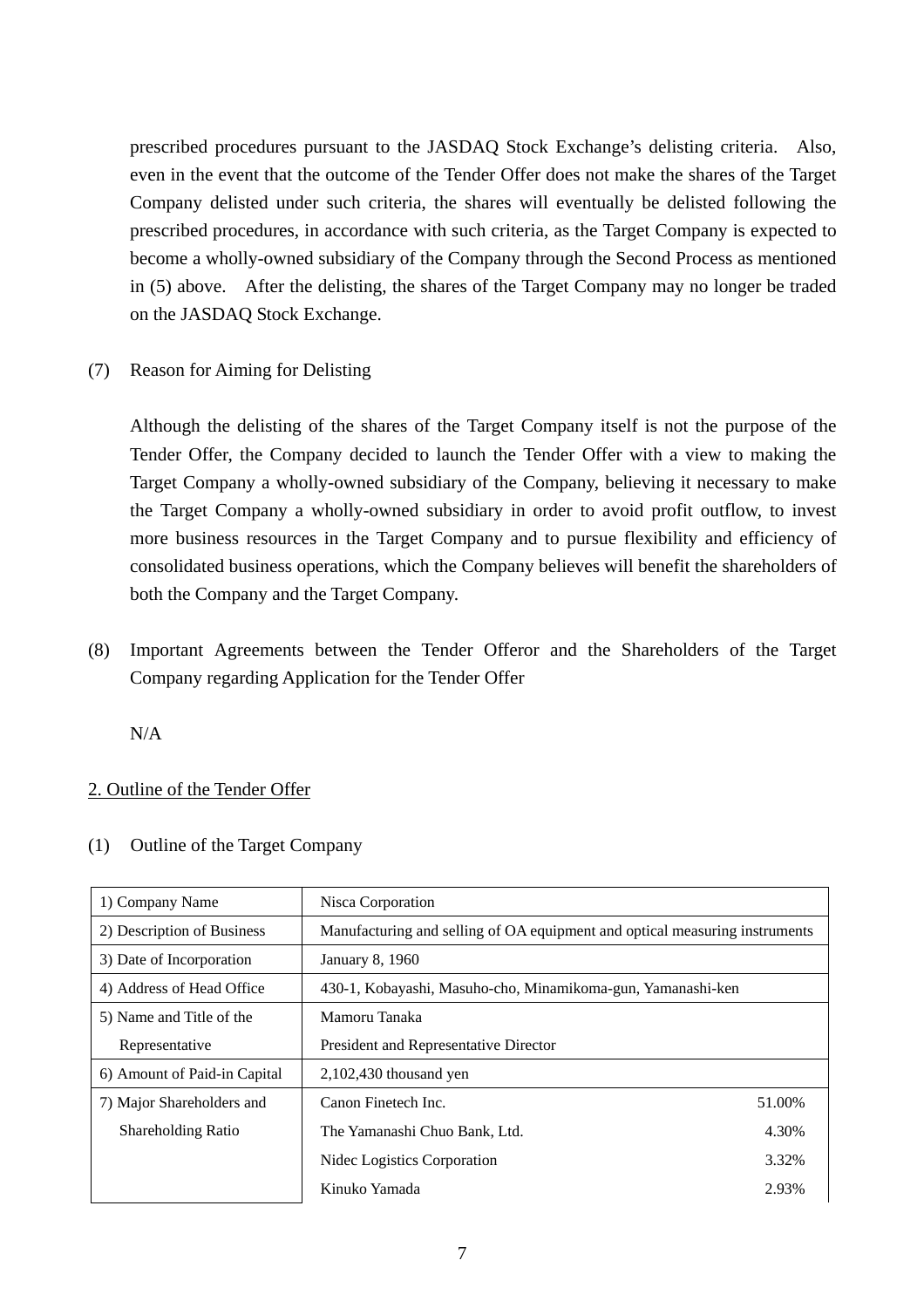prescribed procedures pursuant to the JASDAQ Stock Exchange's delisting criteria. Also, even in the event that the outcome of the Tender Offer does not make the shares of the Target Company delisted under such criteria, the shares will eventually be delisted following the prescribed procedures, in accordance with such criteria, as the Target Company is expected to become a wholly-owned subsidiary of the Company through the Second Process as mentioned in (5) above. After the delisting, the shares of the Target Company may no longer be traded on the JASDAQ Stock Exchange.

(7) Reason for Aiming for Delisting

Although the delisting of the shares of the Target Company itself is not the purpose of the Tender Offer, the Company decided to launch the Tender Offer with a view to making the Target Company a wholly-owned subsidiary of the Company, believing it necessary to make the Target Company a wholly-owned subsidiary in order to avoid profit outflow, to invest more business resources in the Target Company and to pursue flexibility and efficiency of consolidated business operations, which the Company believes will benefit the shareholders of both the Company and the Target Company.

(8) Important Agreements between the Tender Offeror and the Shareholders of the Target Company regarding Application for the Tender Offer

N/A

## 2. Outline of the Tender Offer

(1) Outline of the Target Company

| | | |
|---|---|---|
| 1) Company Name | Nisca Corporation | |
| 2) Description of Business | Manufacturing and selling of OA equipment and optical measuring instruments | |
| 3) Date of Incorporation | January 8, 1960 | |
| 4) Address of Head Office | 430-1, Kobayashi, Masuho-cho, Minamikoma-gun, Yamanashi-ken | |
| 5) Name and Title of the Representative | Mamoru Tanaka<br>President and Representative Director | |
| 6) Amount of Paid-in Capital | 2,102,430 thousand yen | |
| 7) Major Shareholders and Shareholding Ratio | Canon Finetech Inc. | 51.00% |
| | The Yamanashi Chuo Bank, Ltd. | 4.30% |
| | Nidec Logistics Corporation | 3.32% |
| | Kinuko Yamada | 2.93% |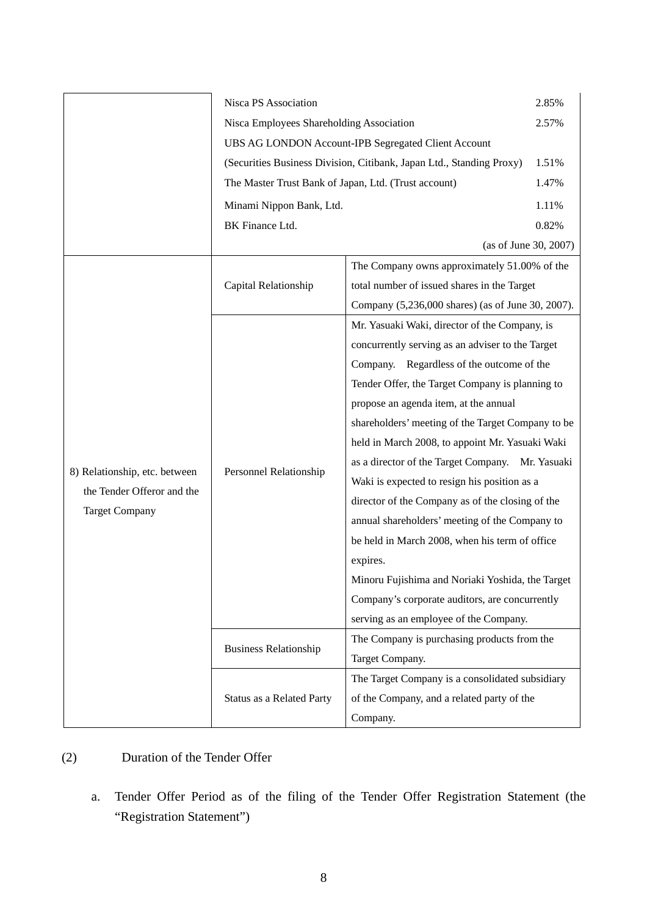| | | | |
|---|---|---|---|
| | Nisca PS Association | | 2.85% |
| | Nisca Employees Shareholding Association | | 2.57% |
| | UBS AG LONDON Account-IPB Segregated Client Account (Securities Business Division, Citibank, Japan Ltd., Standing Proxy) | | 1.51% |
| | The Master Trust Bank of Japan, Ltd. (Trust account) | | 1.47% |
| | Minami Nippon Bank, Ltd. | | 1.11% |
| | BK Finance Ltd. | | 0.82% |
| | | | (as of June 30, 2007) |
| 8) Relationship, etc. between the Tender Offeror and the Target Company | Capital Relationship | The Company owns approximately 51.00% of the total number of issued shares in the Target Company (5,236,000 shares) (as of June 30, 2007). | |
| | Personnel Relationship | Mr. Yasuaki Waki, director of the Company, is concurrently serving as an adviser to the Target Company. Regardless of the outcome of the Tender Offer, the Target Company is planning to propose an agenda item, at the annual shareholders' meeting of the Target Company to be held in March 2008, to appoint Mr. Yasuaki Waki as a director of the Target Company. Mr. Yasuaki Waki is expected to resign his position as a director of the Company as of the closing of the annual shareholders' meeting of the Company to be held in March 2008, when his term of office expires.<br>Minoru Fujishima and Noriaki Yoshida, the Target Company's corporate auditors, are concurrently serving as an employee of the Company. | |
| | Business Relationship | The Company is purchasing products from the Target Company. | |
| | Status as a Related Party | The Target Company is a consolidated subsidiary of the Company, and a related party of the Company. | |

(2) Duration of the Tender Offer

a. Tender Offer Period as of the filing of the Tender Offer Registration Statement (the "Registration Statement")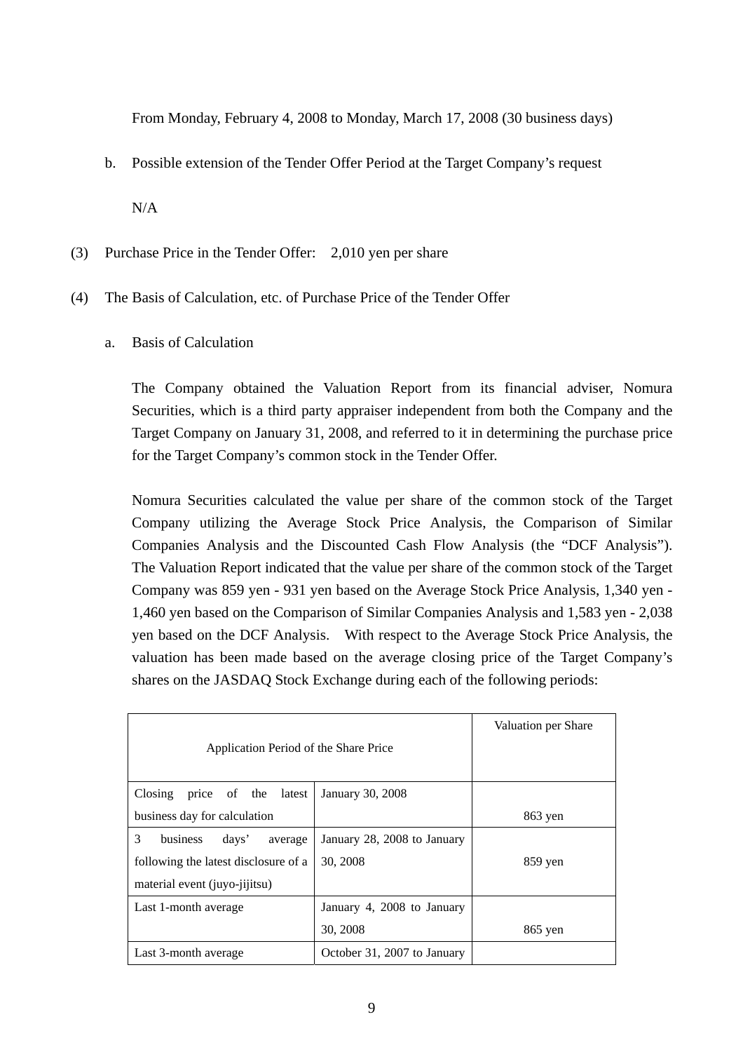From Monday, February 4, 2008 to Monday, March 17, 2008 (30 business days)

b. Possible extension of the Tender Offer Period at the Target Company's request

N/A

(3) Purchase Price in the Tender Offer: 2,010 yen per share

(4) The Basis of Calculation, etc. of Purchase Price of the Tender Offer

a. Basis of Calculation

The Company obtained the Valuation Report from its financial adviser, Nomura Securities, which is a third party appraiser independent from both the Company and the Target Company on January 31, 2008, and referred to it in determining the purchase price for the Target Company's common stock in the Tender Offer.

Nomura Securities calculated the value per share of the common stock of the Target Company utilizing the Average Stock Price Analysis, the Comparison of Similar Companies Analysis and the Discounted Cash Flow Analysis (the "DCF Analysis"). The Valuation Report indicated that the value per share of the common stock of the Target Company was 859 yen - 931 yen based on the Average Stock Price Analysis, 1,340 yen - 1,460 yen based on the Comparison of Similar Companies Analysis and 1,583 yen - 2,038 yen based on the DCF Analysis. With respect to the Average Stock Price Analysis, the valuation has been made based on the average closing price of the Target Company's shares on the JASDAQ Stock Exchange during each of the following periods:

| Application Period of the Share Price | | Valuation per Share |
|---|---|---|
| Closing price of the latest business day for calculation | January 30, 2008 | 863 yen |
| 3 business days' average following the latest disclosure of a material event (juyo-jijitsu) | January 28, 2008 to January 30, 2008 | 859 yen |
| Last 1-month average | January 4, 2008 to January 30, 2008 | 865 yen |
| Last 3-month average | October 31, 2007 to January | |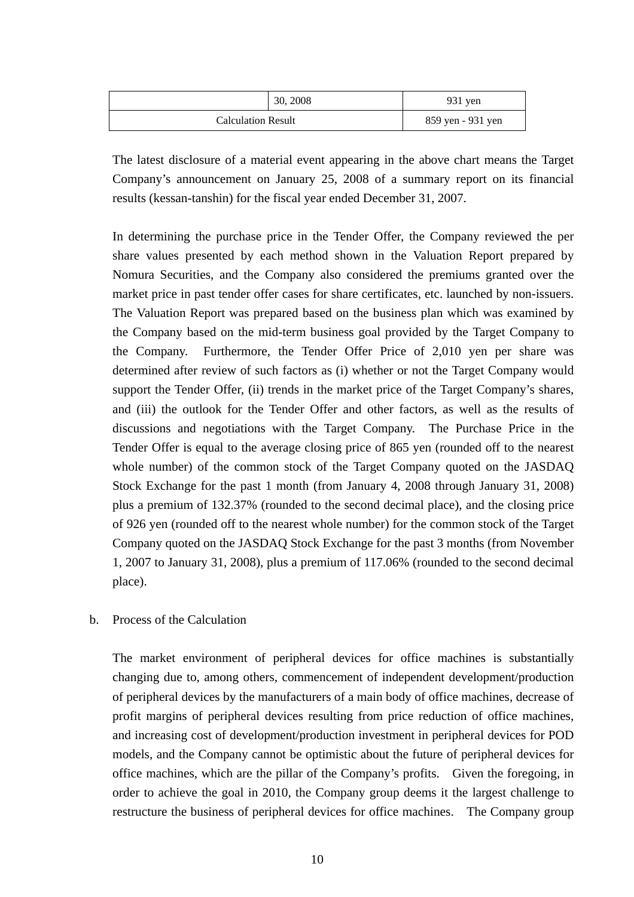|  | 30, 2008 | 931 yen |
|---|---|---|
| Calculation Result | | 859 yen - 931 yen |

The latest disclosure of a material event appearing in the above chart means the Target Company's announcement on January 25, 2008 of a summary report on its financial results (kessan-tanshin) for the fiscal year ended December 31, 2007.

In determining the purchase price in the Tender Offer, the Company reviewed the per share values presented by each method shown in the Valuation Report prepared by Nomura Securities, and the Company also considered the premiums granted over the market price in past tender offer cases for share certificates, etc. launched by non-issuers. The Valuation Report was prepared based on the business plan which was examined by the Company based on the mid-term business goal provided by the Target Company to the Company. Furthermore, the Tender Offer Price of 2,010 yen per share was determined after review of such factors as (i) whether or not the Target Company would support the Tender Offer, (ii) trends in the market price of the Target Company's shares, and (iii) the outlook for the Tender Offer and other factors, as well as the results of discussions and negotiations with the Target Company. The Purchase Price in the Tender Offer is equal to the average closing price of 865 yen (rounded off to the nearest whole number) of the common stock of the Target Company quoted on the JASDAQ Stock Exchange for the past 1 month (from January 4, 2008 through January 31, 2008) plus a premium of 132.37% (rounded to the second decimal place), and the closing price of 926 yen (rounded off to the nearest whole number) for the common stock of the Target Company quoted on the JASDAQ Stock Exchange for the past 3 months (from November 1, 2007 to January 31, 2008), plus a premium of 117.06% (rounded to the second decimal place).

b. Process of the Calculation

The market environment of peripheral devices for office machines is substantially changing due to, among others, commencement of independent development/production of peripheral devices by the manufacturers of a main body of office machines, decrease of profit margins of peripheral devices resulting from price reduction of office machines, and increasing cost of development/production investment in peripheral devices for POD models, and the Company cannot be optimistic about the future of peripheral devices for office machines, which are the pillar of the Company's profits. Given the foregoing, in order to achieve the goal in 2010, the Company group deems it the largest challenge to restructure the business of peripheral devices for office machines. The Company group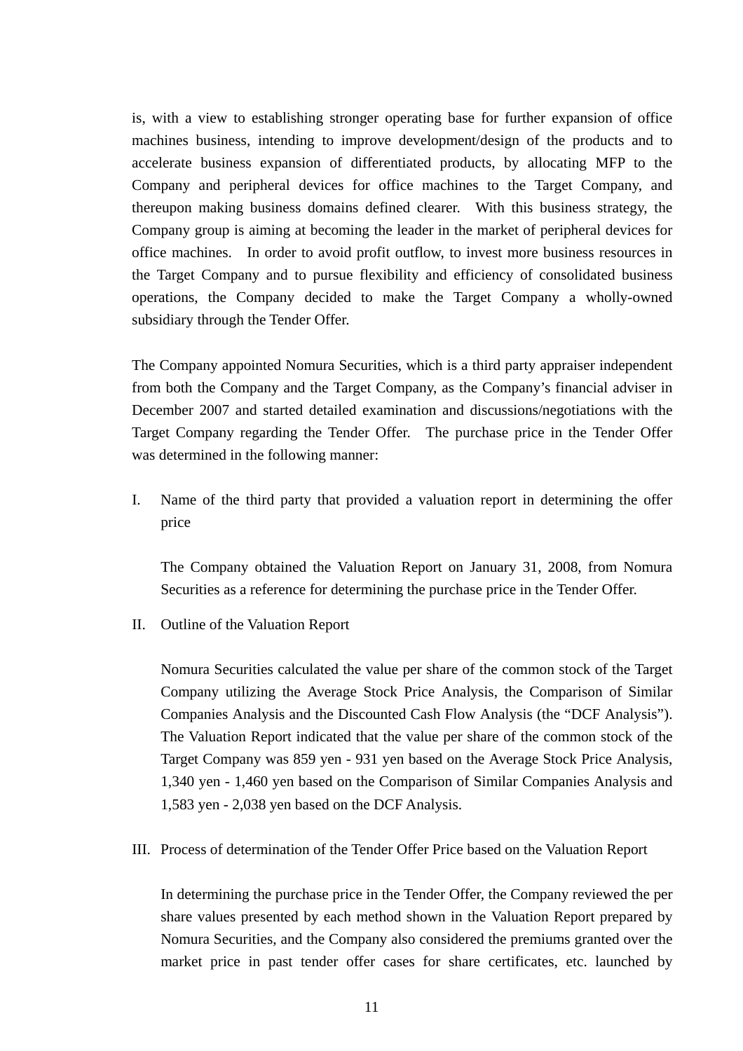is, with a view to establishing stronger operating base for further expansion of office machines business, intending to improve development/design of the products and to accelerate business expansion of differentiated products, by allocating MFP to the Company and peripheral devices for office machines to the Target Company, and thereupon making business domains defined clearer. With this business strategy, the Company group is aiming at becoming the leader in the market of peripheral devices for office machines. In order to avoid profit outflow, to invest more business resources in the Target Company and to pursue flexibility and efficiency of consolidated business operations, the Company decided to make the Target Company a wholly-owned subsidiary through the Tender Offer.

The Company appointed Nomura Securities, which is a third party appraiser independent from both the Company and the Target Company, as the Company's financial adviser in December 2007 and started detailed examination and discussions/negotiations with the Target Company regarding the Tender Offer. The purchase price in the Tender Offer was determined in the following manner:

I. Name of the third party that provided a valuation report in determining the offer price

   The Company obtained the Valuation Report on January 31, 2008, from Nomura Securities as a reference for determining the purchase price in the Tender Offer.

II. Outline of the Valuation Report

   Nomura Securities calculated the value per share of the common stock of the Target Company utilizing the Average Stock Price Analysis, the Comparison of Similar Companies Analysis and the Discounted Cash Flow Analysis (the "DCF Analysis"). The Valuation Report indicated that the value per share of the common stock of the Target Company was 859 yen - 931 yen based on the Average Stock Price Analysis, 1,340 yen - 1,460 yen based on the Comparison of Similar Companies Analysis and 1,583 yen - 2,038 yen based on the DCF Analysis.

III. Process of determination of the Tender Offer Price based on the Valuation Report

   In determining the purchase price in the Tender Offer, the Company reviewed the per share values presented by each method shown in the Valuation Report prepared by Nomura Securities, and the Company also considered the premiums granted over the market price in past tender offer cases for share certificates, etc. launched by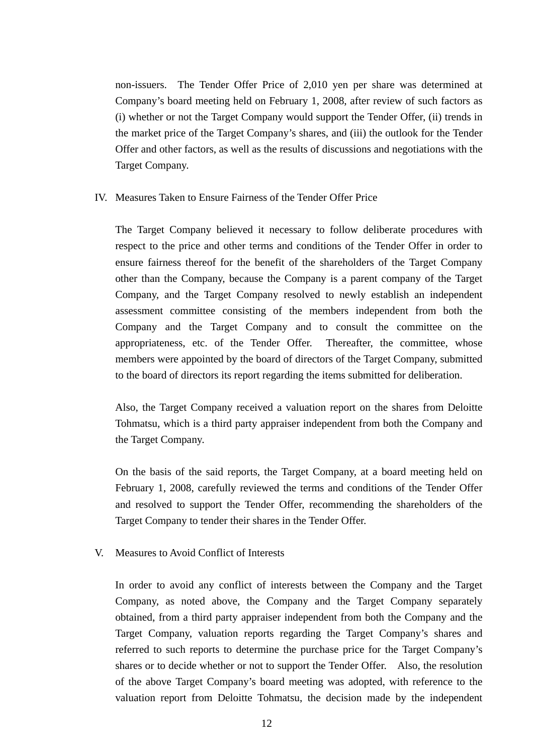non-issuers. The Tender Offer Price of 2,010 yen per share was determined at Company's board meeting held on February 1, 2008, after review of such factors as (i) whether or not the Target Company would support the Tender Offer, (ii) trends in the market price of the Target Company's shares, and (iii) the outlook for the Tender Offer and other factors, as well as the results of discussions and negotiations with the Target Company.

## IV. Measures Taken to Ensure Fairness of the Tender Offer Price

The Target Company believed it necessary to follow deliberate procedures with respect to the price and other terms and conditions of the Tender Offer in order to ensure fairness thereof for the benefit of the shareholders of the Target Company other than the Company, because the Company is a parent company of the Target Company, and the Target Company resolved to newly establish an independent assessment committee consisting of the members independent from both the Company and the Target Company and to consult the committee on the appropriateness, etc. of the Tender Offer. Thereafter, the committee, whose members were appointed by the board of directors of the Target Company, submitted to the board of directors its report regarding the items submitted for deliberation.

Also, the Target Company received a valuation report on the shares from Deloitte Tohmatsu, which is a third party appraiser independent from both the Company and the Target Company.

On the basis of the said reports, the Target Company, at a board meeting held on February 1, 2008, carefully reviewed the terms and conditions of the Tender Offer and resolved to support the Tender Offer, recommending the shareholders of the Target Company to tender their shares in the Tender Offer.

## V. Measures to Avoid Conflict of Interests

In order to avoid any conflict of interests between the Company and the Target Company, as noted above, the Company and the Target Company separately obtained, from a third party appraiser independent from both the Company and the Target Company, valuation reports regarding the Target Company's shares and referred to such reports to determine the purchase price for the Target Company's shares or to decide whether or not to support the Tender Offer. Also, the resolution of the above Target Company's board meeting was adopted, with reference to the valuation report from Deloitte Tohmatsu, the decision made by the independent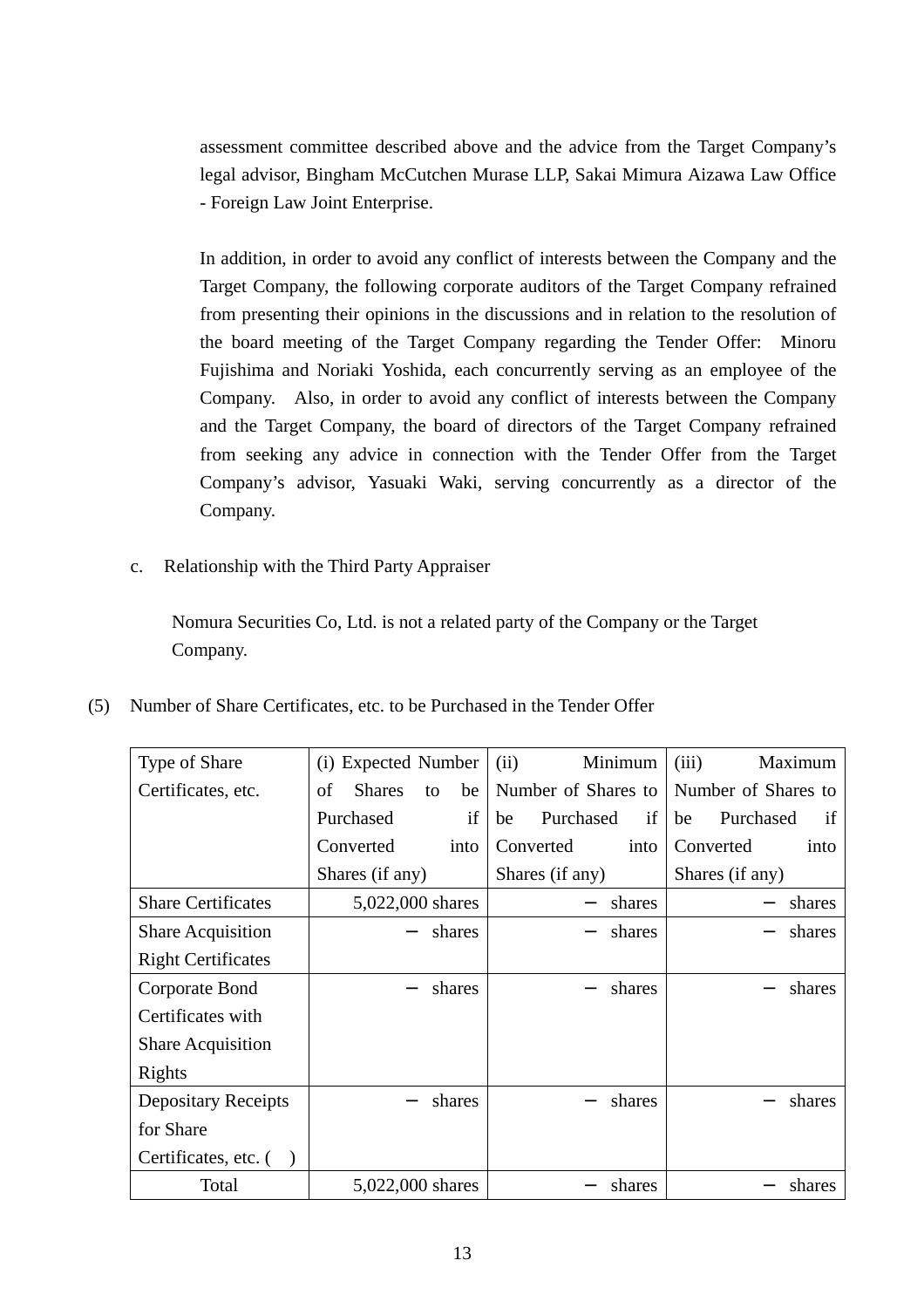assessment committee described above and the advice from the Target Company's legal advisor, Bingham McCutchen Murase LLP, Sakai Mimura Aizawa Law Office - Foreign Law Joint Enterprise.

In addition, in order to avoid any conflict of interests between the Company and the Target Company, the following corporate auditors of the Target Company refrained from presenting their opinions in the discussions and in relation to the resolution of the board meeting of the Target Company regarding the Tender Offer: Minoru Fujishima and Noriaki Yoshida, each concurrently serving as an employee of the Company. Also, in order to avoid any conflict of interests between the Company and the Target Company, the board of directors of the Target Company refrained from seeking any advice in connection with the Tender Offer from the Target Company's advisor, Yasuaki Waki, serving concurrently as a director of the Company.

c. Relationship with the Third Party Appraiser

Nomura Securities Co, Ltd. is not a related party of the Company or the Target Company.

(5) Number of Share Certificates, etc. to be Purchased in the Tender Offer

| Type of Share Certificates, etc. | (i) Expected Number of Shares to be Purchased if Converted into Shares (if any) | (ii) Minimum Number of Shares to be Purchased if Converted into Shares (if any) | (iii) Maximum Number of Shares to be Purchased if Converted into Shares (if any) |
|---|---|---|---|
| Share Certificates | 5,022,000 shares | － shares | － shares |
| Share Acquisition Right Certificates | － shares | － shares | － shares |
| Corporate Bond Certificates with Share Acquisition Rights | － shares | － shares | － shares |
| Depositary Receipts for Share Certificates, etc. ( ) | － shares | － shares | － shares |
| Total | 5,022,000 shares | － shares | － shares |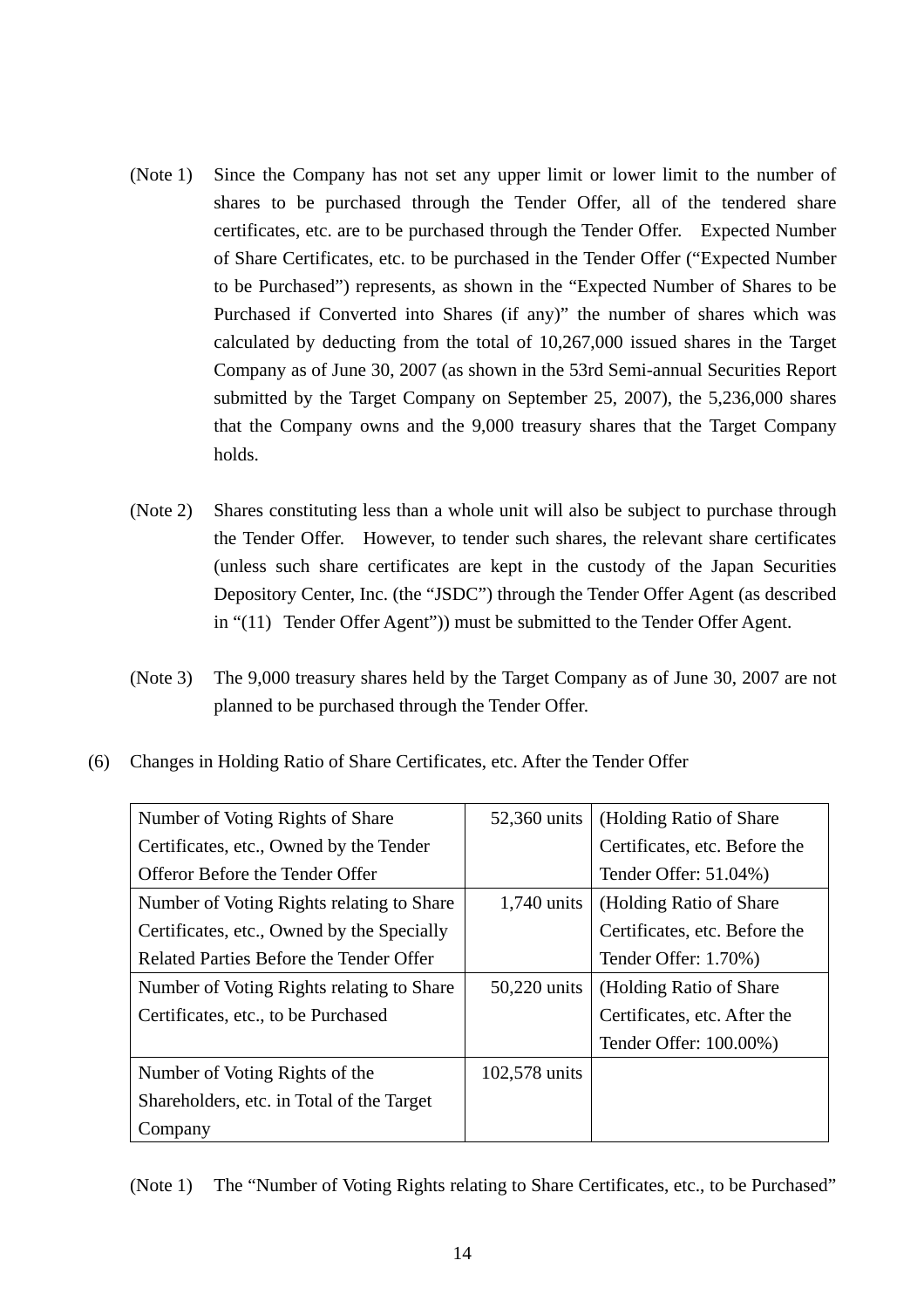(Note 1) Since the Company has not set any upper limit or lower limit to the number of shares to be purchased through the Tender Offer, all of the tendered share certificates, etc. are to be purchased through the Tender Offer. Expected Number of Share Certificates, etc. to be purchased in the Tender Offer ("Expected Number to be Purchased") represents, as shown in the "Expected Number of Shares to be Purchased if Converted into Shares (if any)" the number of shares which was calculated by deducting from the total of 10,267,000 issued shares in the Target Company as of June 30, 2007 (as shown in the 53rd Semi-annual Securities Report submitted by the Target Company on September 25, 2007), the 5,236,000 shares that the Company owns and the 9,000 treasury shares that the Target Company holds.

(Note 2) Shares constituting less than a whole unit will also be subject to purchase through the Tender Offer. However, to tender such shares, the relevant share certificates (unless such share certificates are kept in the custody of the Japan Securities Depository Center, Inc. (the "JSDC") through the Tender Offer Agent (as described in "(11) Tender Offer Agent")) must be submitted to the Tender Offer Agent.

(Note 3) The 9,000 treasury shares held by the Target Company as of June 30, 2007 are not planned to be purchased through the Tender Offer.

(6) Changes in Holding Ratio of Share Certificates, etc. After the Tender Offer

| Item | Units | Holding Ratio |
|---|---|---|
| Number of Voting Rights of Share Certificates, etc., Owned by the Tender Offeror Before the Tender Offer | 52,360 units | (Holding Ratio of Share Certificates, etc. Before the Tender Offer: 51.04%) |
| Number of Voting Rights relating to Share Certificates, etc., Owned by the Specially Related Parties Before the Tender Offer | 1,740 units | (Holding Ratio of Share Certificates, etc. Before the Tender Offer: 1.70%) |
| Number of Voting Rights relating to Share Certificates, etc., to be Purchased | 50,220 units | (Holding Ratio of Share Certificates, etc. After the Tender Offer: 100.00%) |
| Number of Voting Rights of the Shareholders, etc. in Total of the Target Company | 102,578 units | |

(Note 1) The "Number of Voting Rights relating to Share Certificates, etc., to be Purchased"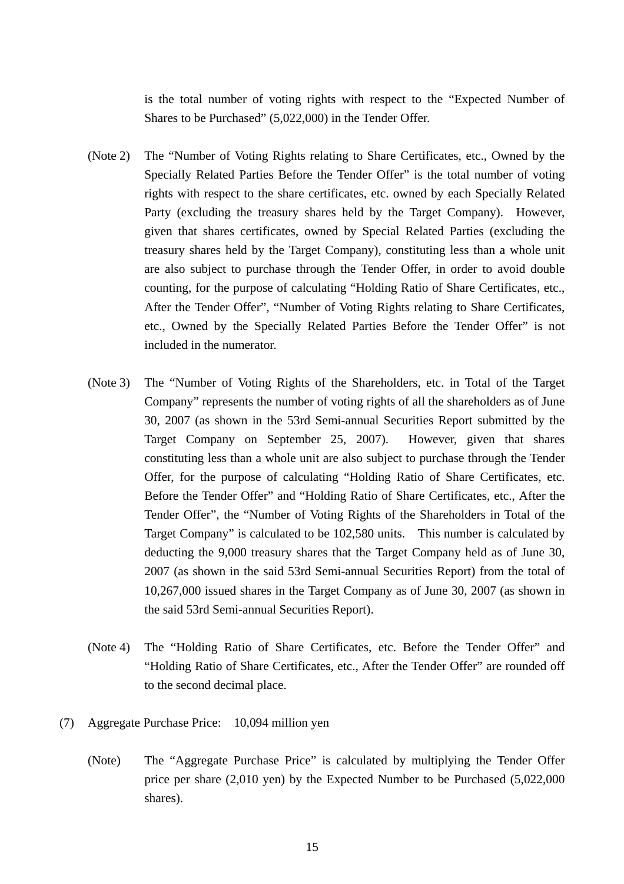is the total number of voting rights with respect to the "Expected Number of Shares to be Purchased" (5,022,000) in the Tender Offer.

(Note 2) The "Number of Voting Rights relating to Share Certificates, etc., Owned by the Specially Related Parties Before the Tender Offer" is the total number of voting rights with respect to the share certificates, etc. owned by each Specially Related Party (excluding the treasury shares held by the Target Company). However, given that shares certificates, owned by Special Related Parties (excluding the treasury shares held by the Target Company), constituting less than a whole unit are also subject to purchase through the Tender Offer, in order to avoid double counting, for the purpose of calculating "Holding Ratio of Share Certificates, etc., After the Tender Offer", "Number of Voting Rights relating to Share Certificates, etc., Owned by the Specially Related Parties Before the Tender Offer" is not included in the numerator.

(Note 3) The "Number of Voting Rights of the Shareholders, etc. in Total of the Target Company" represents the number of voting rights of all the shareholders as of June 30, 2007 (as shown in the 53rd Semi-annual Securities Report submitted by the Target Company on September 25, 2007). However, given that shares constituting less than a whole unit are also subject to purchase through the Tender Offer, for the purpose of calculating "Holding Ratio of Share Certificates, etc. Before the Tender Offer" and "Holding Ratio of Share Certificates, etc., After the Tender Offer", the "Number of Voting Rights of the Shareholders in Total of the Target Company" is calculated to be 102,580 units. This number is calculated by deducting the 9,000 treasury shares that the Target Company held as of June 30, 2007 (as shown in the said 53rd Semi-annual Securities Report) from the total of 10,267,000 issued shares in the Target Company as of June 30, 2007 (as shown in the said 53rd Semi-annual Securities Report).

(Note 4) The "Holding Ratio of Share Certificates, etc. Before the Tender Offer" and "Holding Ratio of Share Certificates, etc., After the Tender Offer" are rounded off to the second decimal place.

(7) Aggregate Purchase Price: 10,094 million yen

(Note) The "Aggregate Purchase Price" is calculated by multiplying the Tender Offer price per share (2,010 yen) by the Expected Number to be Purchased (5,022,000 shares).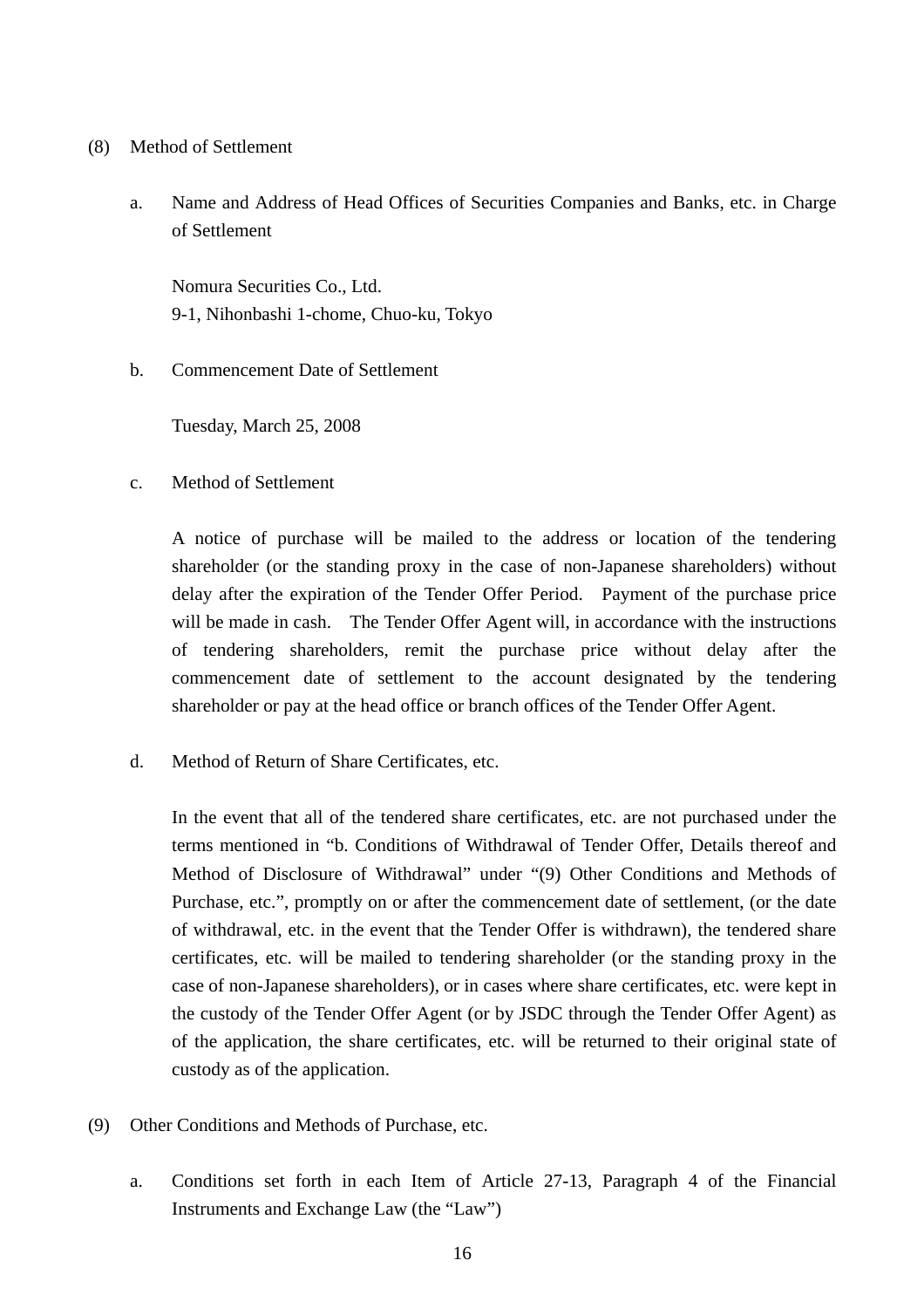(8) Method of Settlement

a. Name and Address of Head Offices of Securities Companies and Banks, etc. in Charge of Settlement

Nomura Securities Co., Ltd.
9-1, Nihonbashi 1-chome, Chuo-ku, Tokyo

b. Commencement Date of Settlement

Tuesday, March 25, 2008

c. Method of Settlement

A notice of purchase will be mailed to the address or location of the tendering shareholder (or the standing proxy in the case of non-Japanese shareholders) without delay after the expiration of the Tender Offer Period. Payment of the purchase price will be made in cash. The Tender Offer Agent will, in accordance with the instructions of tendering shareholders, remit the purchase price without delay after the commencement date of settlement to the account designated by the tendering shareholder or pay at the head office or branch offices of the Tender Offer Agent.

d. Method of Return of Share Certificates, etc.

In the event that all of the tendered share certificates, etc. are not purchased under the terms mentioned in "b. Conditions of Withdrawal of Tender Offer, Details thereof and Method of Disclosure of Withdrawal" under "(9) Other Conditions and Methods of Purchase, etc.", promptly on or after the commencement date of settlement, (or the date of withdrawal, etc. in the event that the Tender Offer is withdrawn), the tendered share certificates, etc. will be mailed to tendering shareholder (or the standing proxy in the case of non-Japanese shareholders), or in cases where share certificates, etc. were kept in the custody of the Tender Offer Agent (or by JSDC through the Tender Offer Agent) as of the application, the share certificates, etc. will be returned to their original state of custody as of the application.

(9) Other Conditions and Methods of Purchase, etc.

a. Conditions set forth in each Item of Article 27-13, Paragraph 4 of the Financial Instruments and Exchange Law (the "Law")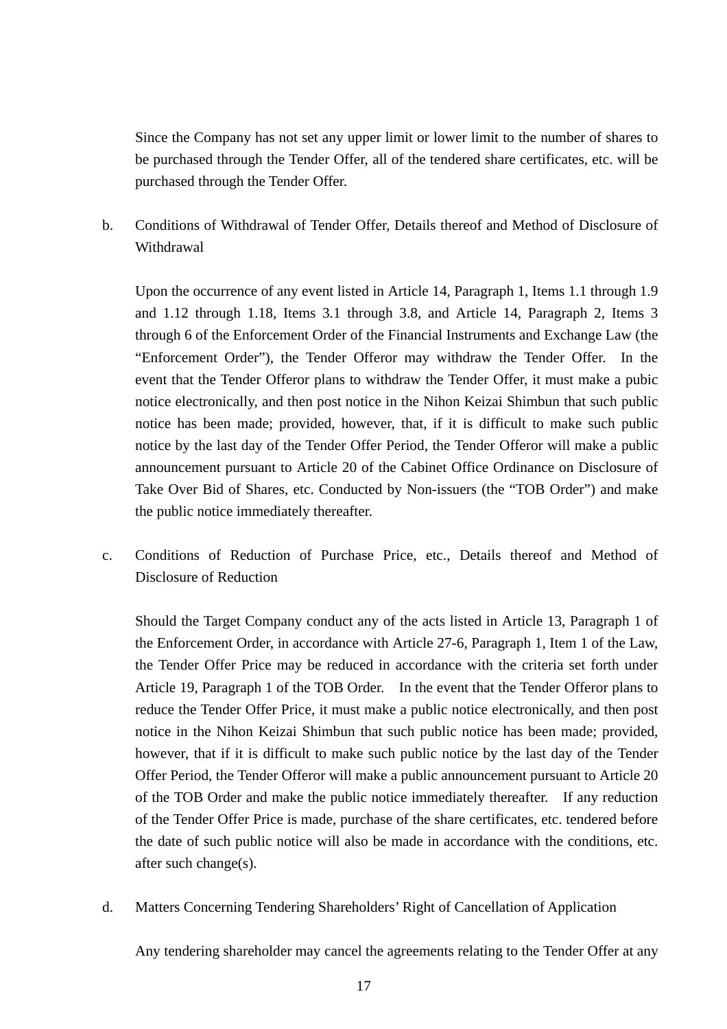Since the Company has not set any upper limit or lower limit to the number of shares to be purchased through the Tender Offer, all of the tendered share certificates, etc. will be purchased through the Tender Offer.

b. Conditions of Withdrawal of Tender Offer, Details thereof and Method of Disclosure of Withdrawal

Upon the occurrence of any event listed in Article 14, Paragraph 1, Items 1.1 through 1.9 and 1.12 through 1.18, Items 3.1 through 3.8, and Article 14, Paragraph 2, Items 3 through 6 of the Enforcement Order of the Financial Instruments and Exchange Law (the "Enforcement Order"), the Tender Offeror may withdraw the Tender Offer. In the event that the Tender Offeror plans to withdraw the Tender Offer, it must make a pubic notice electronically, and then post notice in the Nihon Keizai Shimbun that such public notice has been made; provided, however, that, if it is difficult to make such public notice by the last day of the Tender Offer Period, the Tender Offeror will make a public announcement pursuant to Article 20 of the Cabinet Office Ordinance on Disclosure of Take Over Bid of Shares, etc. Conducted by Non-issuers (the "TOB Order") and make the public notice immediately thereafter.

c. Conditions of Reduction of Purchase Price, etc., Details thereof and Method of Disclosure of Reduction

Should the Target Company conduct any of the acts listed in Article 13, Paragraph 1 of the Enforcement Order, in accordance with Article 27-6, Paragraph 1, Item 1 of the Law, the Tender Offer Price may be reduced in accordance with the criteria set forth under Article 19, Paragraph 1 of the TOB Order. In the event that the Tender Offeror plans to reduce the Tender Offer Price, it must make a public notice electronically, and then post notice in the Nihon Keizai Shimbun that such public notice has been made; provided, however, that if it is difficult to make such public notice by the last day of the Tender Offer Period, the Tender Offeror will make a public announcement pursuant to Article 20 of the TOB Order and make the public notice immediately thereafter. If any reduction of the Tender Offer Price is made, purchase of the share certificates, etc. tendered before the date of such public notice will also be made in accordance with the conditions, etc. after such change(s).

d. Matters Concerning Tendering Shareholders' Right of Cancellation of Application

Any tendering shareholder may cancel the agreements relating to the Tender Offer at any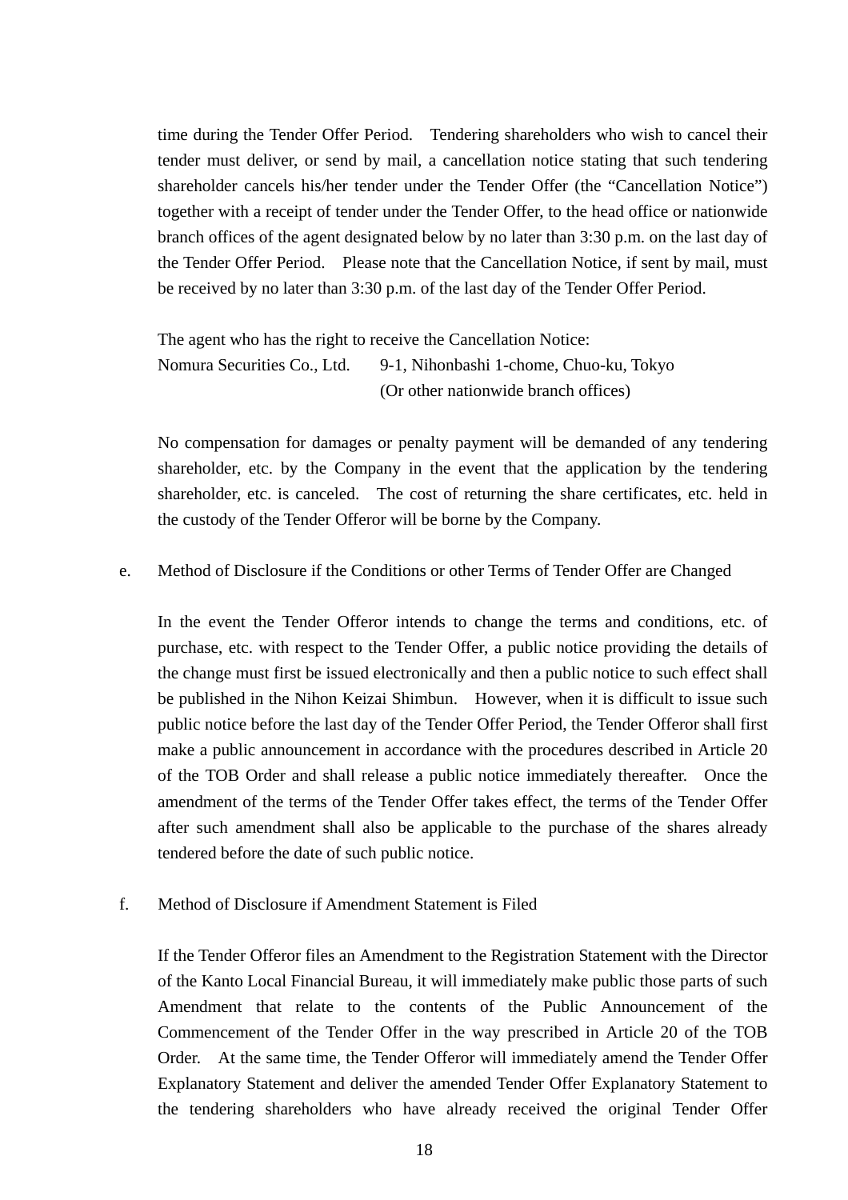time during the Tender Offer Period. Tendering shareholders who wish to cancel their tender must deliver, or send by mail, a cancellation notice stating that such tendering shareholder cancels his/her tender under the Tender Offer (the "Cancellation Notice") together with a receipt of tender under the Tender Offer, to the head office or nationwide branch offices of the agent designated below by no later than 3:30 p.m. on the last day of the Tender Offer Period. Please note that the Cancellation Notice, if sent by mail, must be received by no later than 3:30 p.m. of the last day of the Tender Offer Period.

The agent who has the right to receive the Cancellation Notice:
Nomura Securities Co., Ltd. 9-1, Nihonbashi 1-chome, Chuo-ku, Tokyo
(Or other nationwide branch offices)

No compensation for damages or penalty payment will be demanded of any tendering shareholder, etc. by the Company in the event that the application by the tendering shareholder, etc. is canceled. The cost of returning the share certificates, etc. held in the custody of the Tender Offeror will be borne by the Company.

e. Method of Disclosure if the Conditions or other Terms of Tender Offer are Changed

In the event the Tender Offeror intends to change the terms and conditions, etc. of purchase, etc. with respect to the Tender Offer, a public notice providing the details of the change must first be issued electronically and then a public notice to such effect shall be published in the Nihon Keizai Shimbun. However, when it is difficult to issue such public notice before the last day of the Tender Offer Period, the Tender Offeror shall first make a public announcement in accordance with the procedures described in Article 20 of the TOB Order and shall release a public notice immediately thereafter. Once the amendment of the terms of the Tender Offer takes effect, the terms of the Tender Offer after such amendment shall also be applicable to the purchase of the shares already tendered before the date of such public notice.

f. Method of Disclosure if Amendment Statement is Filed

If the Tender Offeror files an Amendment to the Registration Statement with the Director of the Kanto Local Financial Bureau, it will immediately make public those parts of such Amendment that relate to the contents of the Public Announcement of the Commencement of the Tender Offer in the way prescribed in Article 20 of the TOB Order. At the same time, the Tender Offeror will immediately amend the Tender Offer Explanatory Statement and deliver the amended Tender Offer Explanatory Statement to the tendering shareholders who have already received the original Tender Offer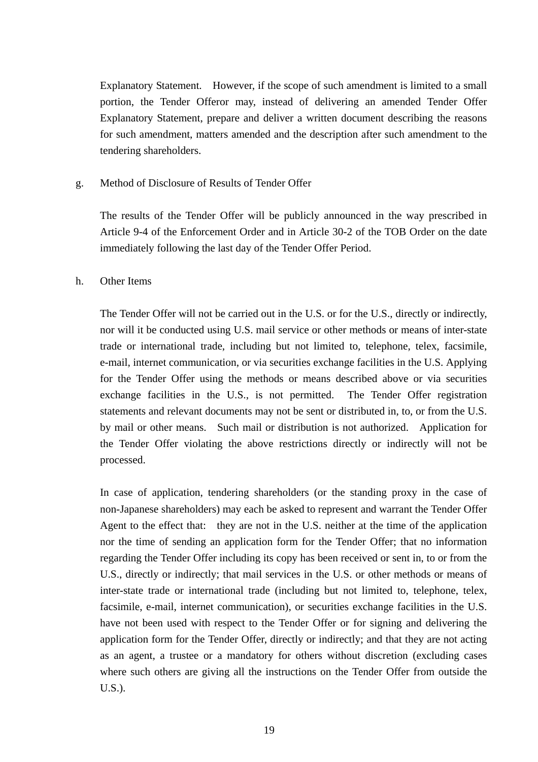Explanatory Statement. However, if the scope of such amendment is limited to a small portion, the Tender Offeror may, instead of delivering an amended Tender Offer Explanatory Statement, prepare and deliver a written document describing the reasons for such amendment, matters amended and the description after such amendment to the tendering shareholders.

g. Method of Disclosure of Results of Tender Offer

The results of the Tender Offer will be publicly announced in the way prescribed in Article 9-4 of the Enforcement Order and in Article 30-2 of the TOB Order on the date immediately following the last day of the Tender Offer Period.

h. Other Items

The Tender Offer will not be carried out in the U.S. or for the U.S., directly or indirectly, nor will it be conducted using U.S. mail service or other methods or means of inter-state trade or international trade, including but not limited to, telephone, telex, facsimile, e-mail, internet communication, or via securities exchange facilities in the U.S. Applying for the Tender Offer using the methods or means described above or via securities exchange facilities in the U.S., is not permitted. The Tender Offer registration statements and relevant documents may not be sent or distributed in, to, or from the U.S. by mail or other means. Such mail or distribution is not authorized. Application for the Tender Offer violating the above restrictions directly or indirectly will not be processed.

In case of application, tendering shareholders (or the standing proxy in the case of non-Japanese shareholders) may each be asked to represent and warrant the Tender Offer Agent to the effect that: they are not in the U.S. neither at the time of the application nor the time of sending an application form for the Tender Offer; that no information regarding the Tender Offer including its copy has been received or sent in, to or from the U.S., directly or indirectly; that mail services in the U.S. or other methods or means of inter-state trade or international trade (including but not limited to, telephone, telex, facsimile, e-mail, internet communication), or securities exchange facilities in the U.S. have not been used with respect to the Tender Offer or for signing and delivering the application form for the Tender Offer, directly or indirectly; and that they are not acting as an agent, a trustee or a mandatory for others without discretion (excluding cases where such others are giving all the instructions on the Tender Offer from outside the U.S.).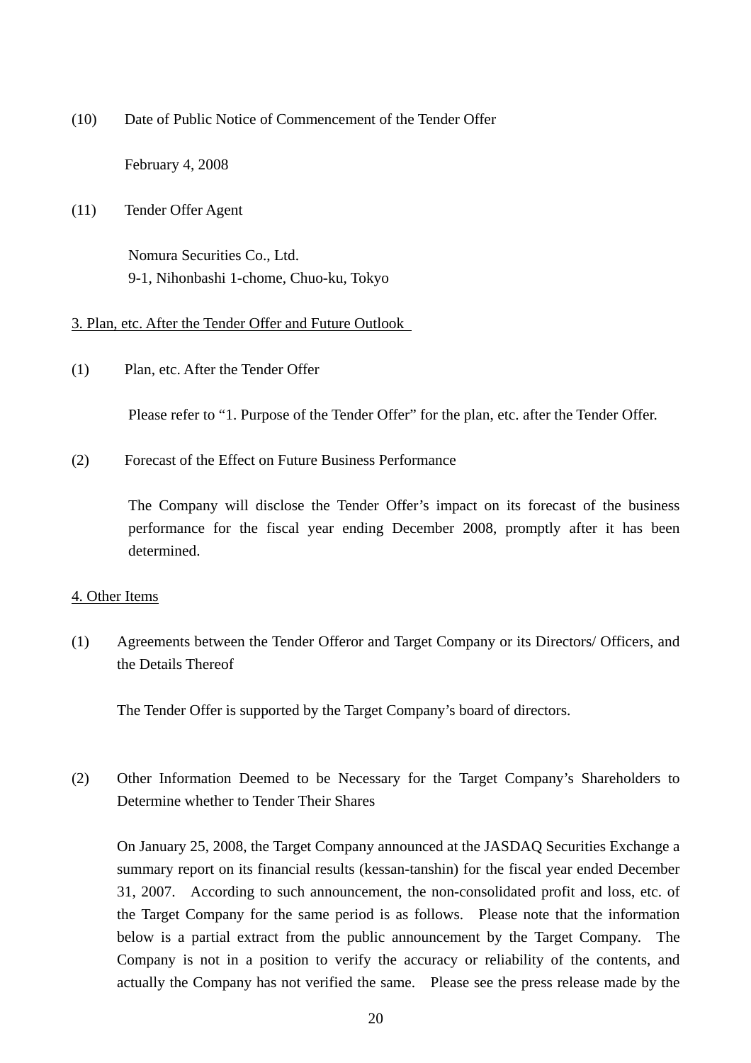(10) Date of Public Notice of Commencement of the Tender Offer

February 4, 2008

(11) Tender Offer Agent

Nomura Securities Co., Ltd.
9-1, Nihonbashi 1-chome, Chuo-ku, Tokyo

## 3. Plan, etc. After the Tender Offer and Future Outlook

(1) Plan, etc. After the Tender Offer

Please refer to "1. Purpose of the Tender Offer" for the plan, etc. after the Tender Offer.

(2) Forecast of the Effect on Future Business Performance

The Company will disclose the Tender Offer's impact on its forecast of the business performance for the fiscal year ending December 2008, promptly after it has been determined.

## 4. Other Items

(1) Agreements between the Tender Offeror and Target Company or its Directors/ Officers, and the Details Thereof

The Tender Offer is supported by the Target Company's board of directors.

(2) Other Information Deemed to be Necessary for the Target Company's Shareholders to Determine whether to Tender Their Shares

On January 25, 2008, the Target Company announced at the JASDAQ Securities Exchange a summary report on its financial results (kessan-tanshin) for the fiscal year ended December 31, 2007. According to such announcement, the non-consolidated profit and loss, etc. of the Target Company for the same period is as follows. Please note that the information below is a partial extract from the public announcement by the Target Company. The Company is not in a position to verify the accuracy or reliability of the contents, and actually the Company has not verified the same. Please see the press release made by the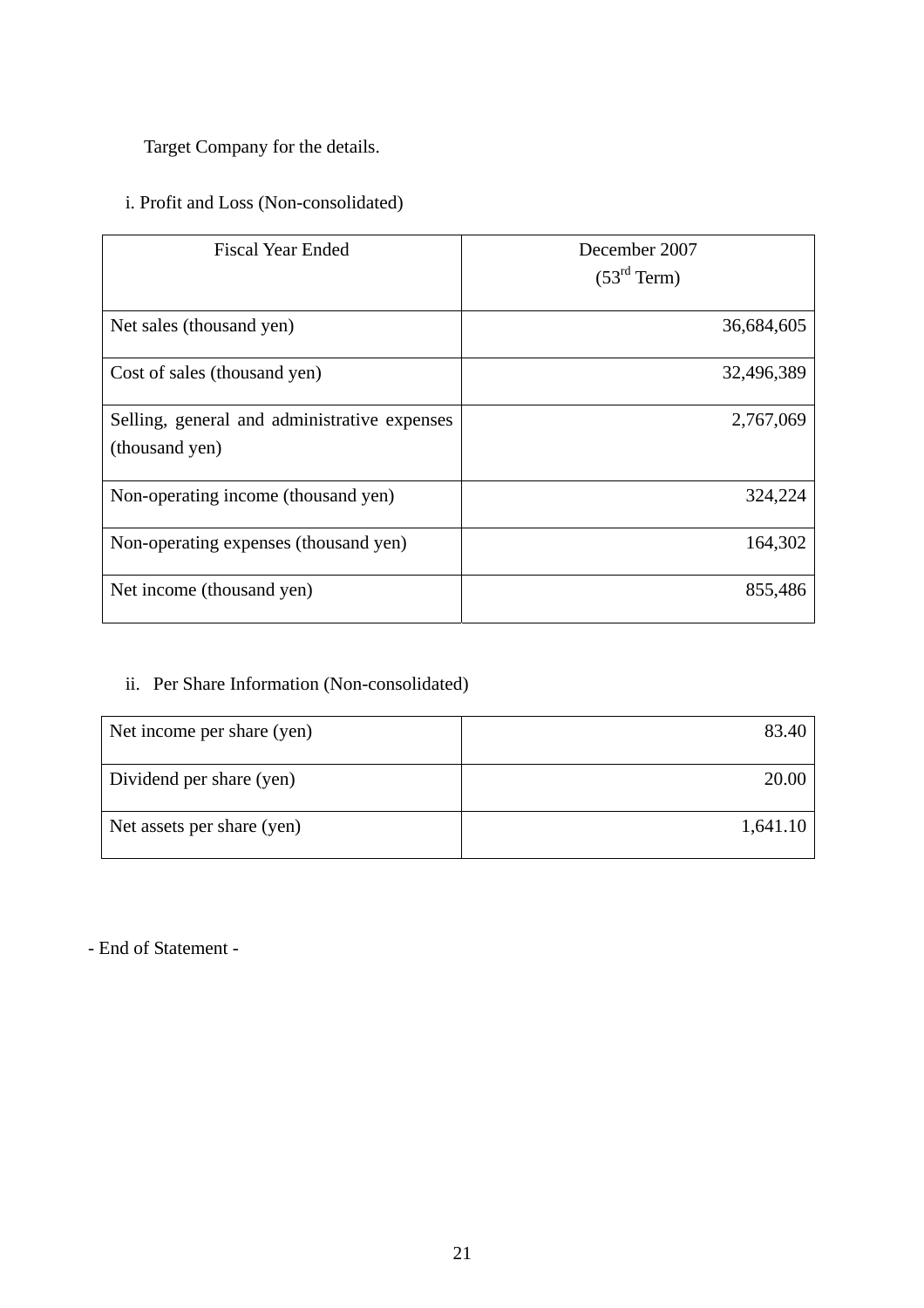Target Company for the details.

i. Profit and Loss (Non-consolidated)

| Fiscal Year Ended | December 2007 (53rd Term) |
|---|---|
| Net sales (thousand yen) | 36,684,605 |
| Cost of sales (thousand yen) | 32,496,389 |
| Selling, general and administrative expenses (thousand yen) | 2,767,069 |
| Non-operating income (thousand yen) | 324,224 |
| Non-operating expenses (thousand yen) | 164,302 |
| Net income (thousand yen) | 855,486 |

ii. Per Share Information (Non-consolidated)

| | |
|---|---|
| Net income per share (yen) | 83.40 |
| Dividend per share (yen) | 20.00 |
| Net assets per share (yen) | 1,641.10 |

- End of Statement -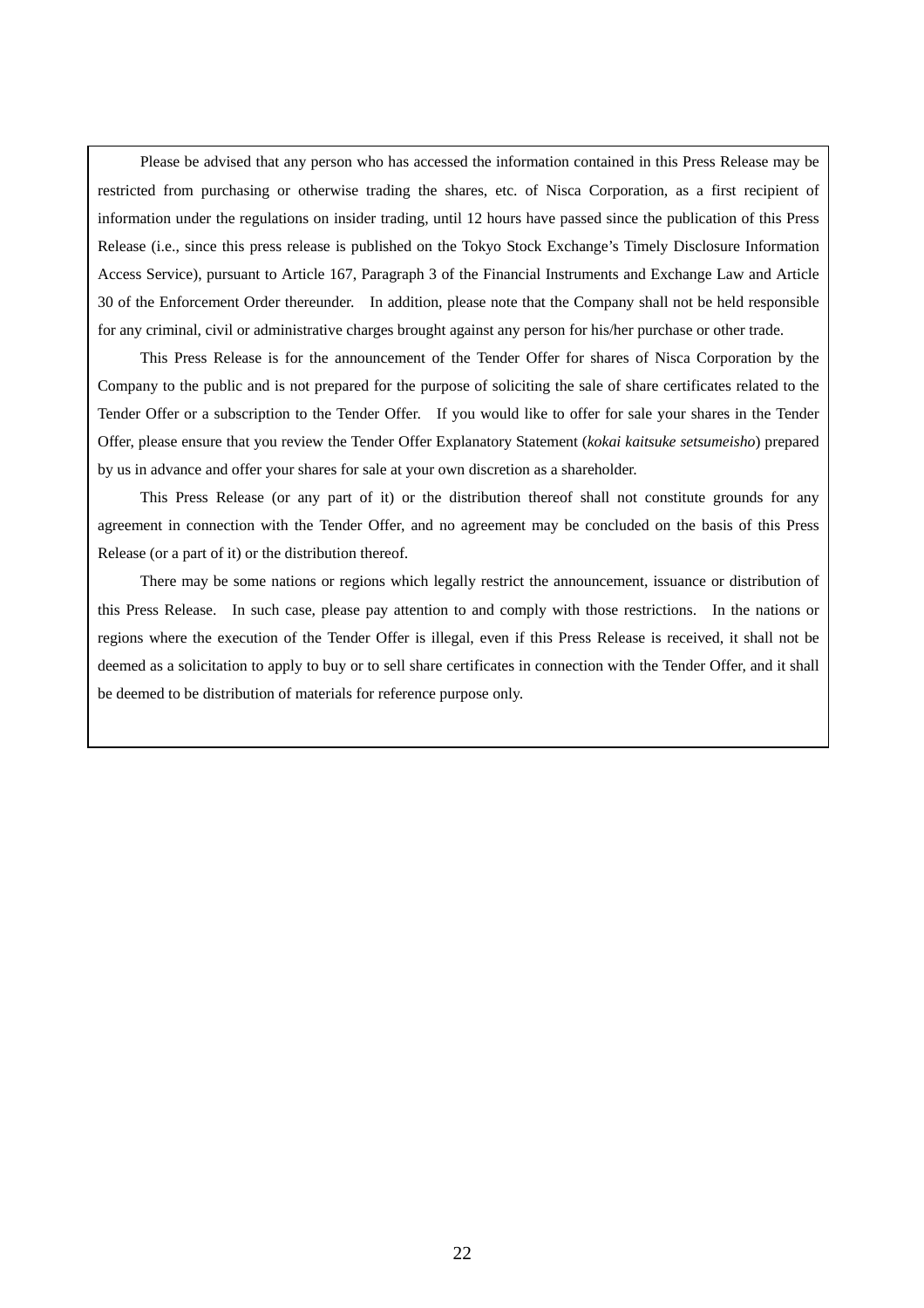Please be advised that any person who has accessed the information contained in this Press Release may be restricted from purchasing or otherwise trading the shares, etc. of Nisca Corporation, as a first recipient of information under the regulations on insider trading, until 12 hours have passed since the publication of this Press Release (i.e., since this press release is published on the Tokyo Stock Exchange's Timely Disclosure Information Access Service), pursuant to Article 167, Paragraph 3 of the Financial Instruments and Exchange Law and Article 30 of the Enforcement Order thereunder. In addition, please note that the Company shall not be held responsible for any criminal, civil or administrative charges brought against any person for his/her purchase or other trade.

This Press Release is for the announcement of the Tender Offer for shares of Nisca Corporation by the Company to the public and is not prepared for the purpose of soliciting the sale of share certificates related to the Tender Offer or a subscription to the Tender Offer. If you would like to offer for sale your shares in the Tender Offer, please ensure that you review the Tender Offer Explanatory Statement (*kokai kaitsuke setsumeisho*) prepared by us in advance and offer your shares for sale at your own discretion as a shareholder.

This Press Release (or any part of it) or the distribution thereof shall not constitute grounds for any agreement in connection with the Tender Offer, and no agreement may be concluded on the basis of this Press Release (or a part of it) or the distribution thereof.

There may be some nations or regions which legally restrict the announcement, issuance or distribution of this Press Release. In such case, please pay attention to and comply with those restrictions. In the nations or regions where the execution of the Tender Offer is illegal, even if this Press Release is received, it shall not be deemed as a solicitation to apply to buy or to sell share certificates in connection with the Tender Offer, and it shall be deemed to be distribution of materials for reference purpose only.